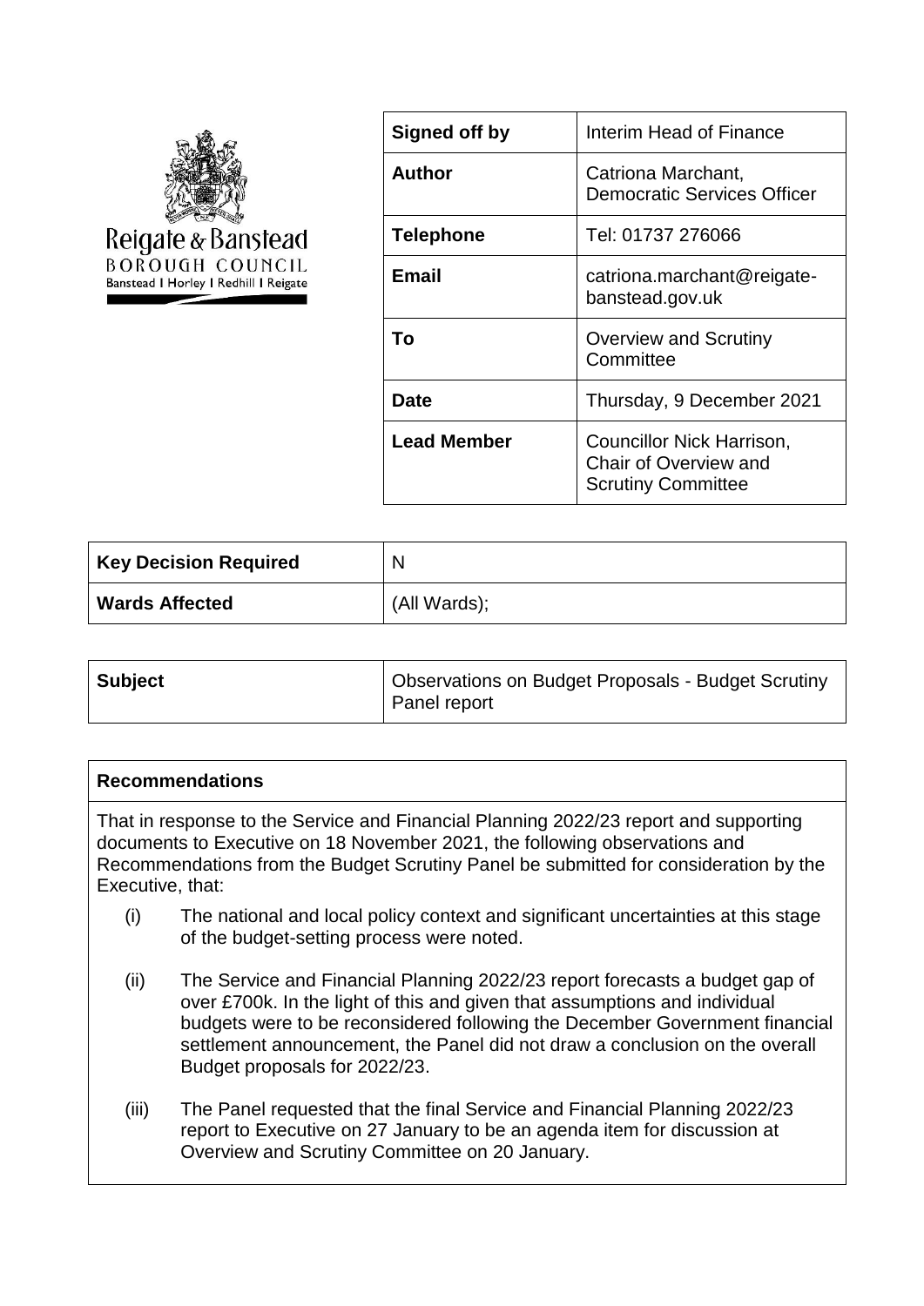Reigate & Banstead
BOROUGH COUNCIL
Banstead | Horley | Redhill | Reigate

| Signed off by | Interim Head of Finance |
| --- | --- |
| Author | Catriona Marchant, Democratic Services Officer |
| Telephone | Tel: 01737 276066 |
| Email | catriona.marchant@reigate-banstead.gov.uk |
| To | Overview and Scrutiny Committee |
| Date | Thursday, 9 December 2021 |
| Lead Member | Councillor Nick Harrison, Chair of Overview and Scrutiny Committee |

| Key Decision Required | N |
| --- | --- |
| Wards Affected | (All Wards); |

| Subject | Observations on Budget Proposals - Budget Scrutiny Panel report |
| --- | --- |

**Recommendations**

That in response to the Service and Financial Planning 2022/23 report and supporting documents to Executive on 18 November 2021, the following observations and Recommendations from the Budget Scrutiny Panel be submitted for consideration by the Executive, that:

(i) The national and local policy context and significant uncertainties at this stage of the budget-setting process were noted.

(ii) The Service and Financial Planning 2022/23 report forecasts a budget gap of over £700k. In the light of this and given that assumptions and individual budgets were to be reconsidered following the December Government financial settlement announcement, the Panel did not draw a conclusion on the overall Budget proposals for 2022/23.

(iii) The Panel requested that the final Service and Financial Planning 2022/23 report to Executive on 27 January to be an agenda item for discussion at Overview and Scrutiny Committee on 20 January.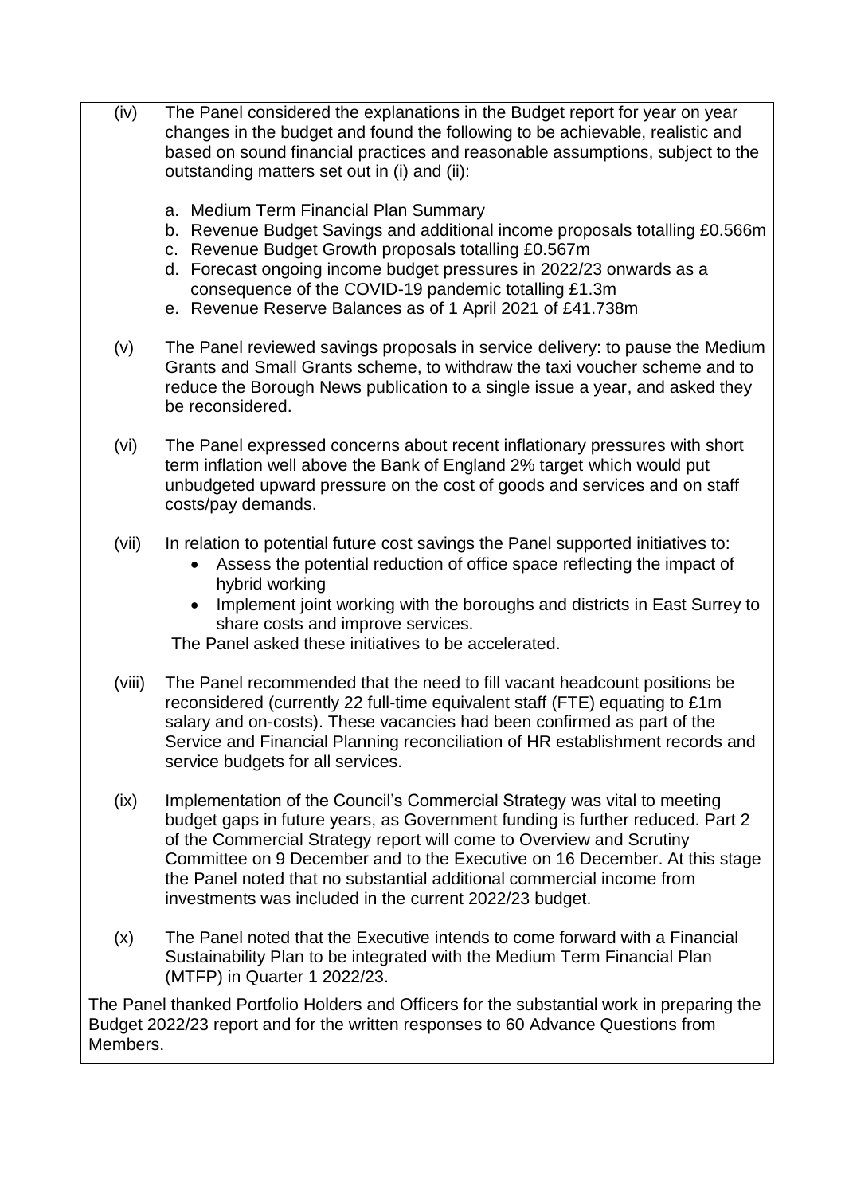(iv) The Panel considered the explanations in the Budget report for year on year changes in the budget and found the following to be achievable, realistic and based on sound financial practices and reasonable assumptions, subject to the outstanding matters set out in (i) and (ii):

a. Medium Term Financial Plan Summary
b. Revenue Budget Savings and additional income proposals totalling £0.566m
c. Revenue Budget Growth proposals totalling £0.567m
d. Forecast ongoing income budget pressures in 2022/23 onwards as a consequence of the COVID-19 pandemic totalling £1.3m
e. Revenue Reserve Balances as of 1 April 2021 of £41.738m

(v) The Panel reviewed savings proposals in service delivery: to pause the Medium Grants and Small Grants scheme, to withdraw the taxi voucher scheme and to reduce the Borough News publication to a single issue a year, and asked they be reconsidered.

(vi) The Panel expressed concerns about recent inflationary pressures with short term inflation well above the Bank of England 2% target which would put unbudgeted upward pressure on the cost of goods and services and on staff costs/pay demands.

(vii) In relation to potential future cost savings the Panel supported initiatives to:

- Assess the potential reduction of office space reflecting the impact of hybrid working
- Implement joint working with the boroughs and districts in East Surrey to share costs and improve services.

The Panel asked these initiatives to be accelerated.

(viii) The Panel recommended that the need to fill vacant headcount positions be reconsidered (currently 22 full-time equivalent staff (FTE) equating to £1m salary and on-costs). These vacancies had been confirmed as part of the Service and Financial Planning reconciliation of HR establishment records and service budgets for all services.

(ix) Implementation of the Council's Commercial Strategy was vital to meeting budget gaps in future years, as Government funding is further reduced. Part 2 of the Commercial Strategy report will come to Overview and Scrutiny Committee on 9 December and to the Executive on 16 December. At this stage the Panel noted that no substantial additional commercial income from investments was included in the current 2022/23 budget.

(x) The Panel noted that the Executive intends to come forward with a Financial Sustainability Plan to be integrated with the Medium Term Financial Plan (MTFP) in Quarter 1 2022/23.

The Panel thanked Portfolio Holders and Officers for the substantial work in preparing the Budget 2022/23 report and for the written responses to 60 Advance Questions from Members.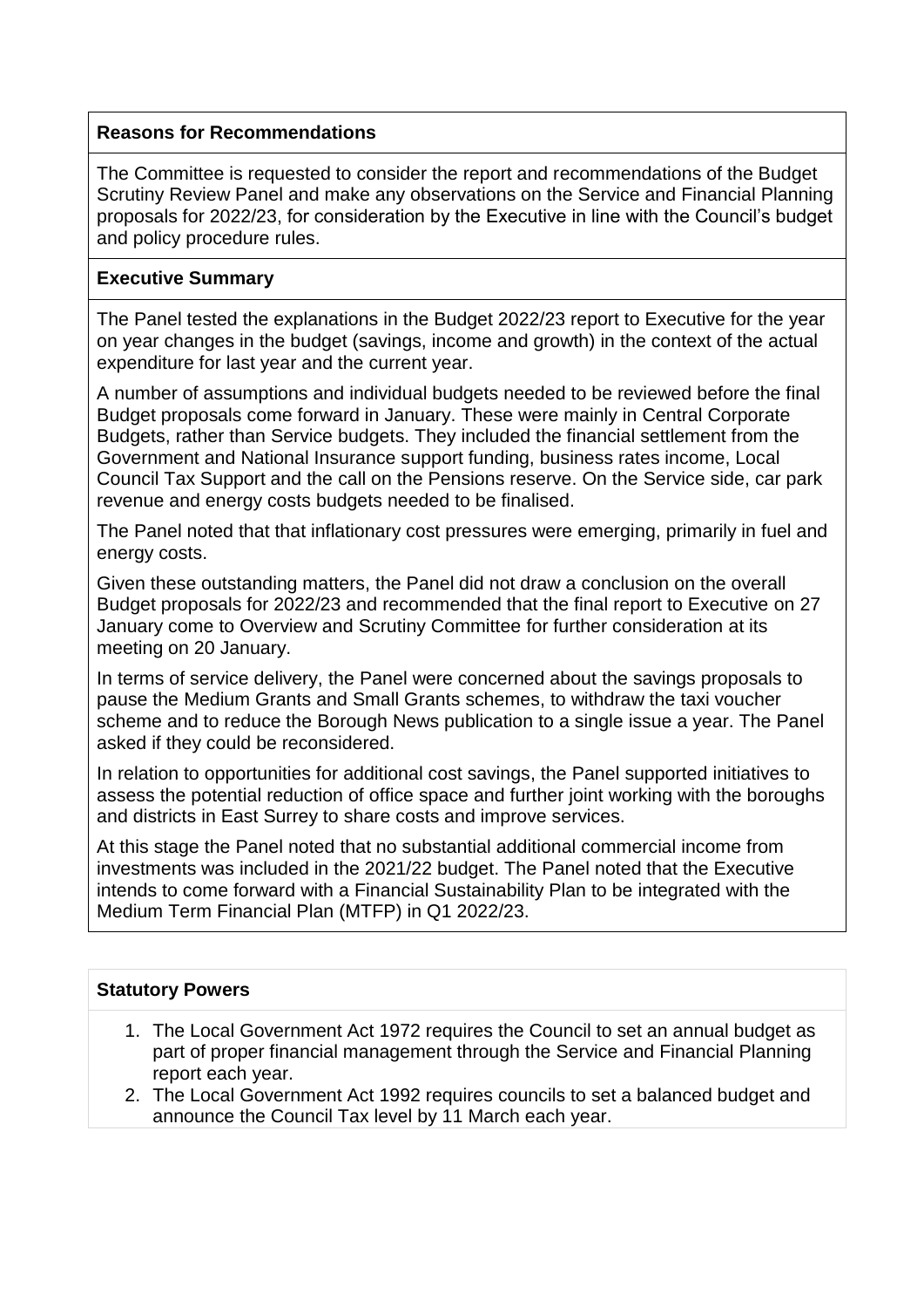**Reasons for Recommendations**

The Committee is requested to consider the report and recommendations of the Budget Scrutiny Review Panel and make any observations on the Service and Financial Planning proposals for 2022/23, for consideration by the Executive in line with the Council's budget and policy procedure rules.

**Executive Summary**

The Panel tested the explanations in the Budget 2022/23 report to Executive for the year on year changes in the budget (savings, income and growth) in the context of the actual expenditure for last year and the current year.

A number of assumptions and individual budgets needed to be reviewed before the final Budget proposals come forward in January. These were mainly in Central Corporate Budgets, rather than Service budgets. They included the financial settlement from the Government and National Insurance support funding, business rates income, Local Council Tax Support and the call on the Pensions reserve. On the Service side, car park revenue and energy costs budgets needed to be finalised.

The Panel noted that that inflationary cost pressures were emerging, primarily in fuel and energy costs.

Given these outstanding matters, the Panel did not draw a conclusion on the overall Budget proposals for 2022/23 and recommended that the final report to Executive on 27 January come to Overview and Scrutiny Committee for further consideration at its meeting on 20 January.

In terms of service delivery, the Panel were concerned about the savings proposals to pause the Medium Grants and Small Grants schemes, to withdraw the taxi voucher scheme and to reduce the Borough News publication to a single issue a year. The Panel asked if they could be reconsidered.

In relation to opportunities for additional cost savings, the Panel supported initiatives to assess the potential reduction of office space and further joint working with the boroughs and districts in East Surrey to share costs and improve services.

At this stage the Panel noted that no substantial additional commercial income from investments was included in the 2021/22 budget. The Panel noted that the Executive intends to come forward with a Financial Sustainability Plan to be integrated with the Medium Term Financial Plan (MTFP) in Q1 2022/23.

**Statutory Powers**

1. The Local Government Act 1972 requires the Council to set an annual budget as part of proper financial management through the Service and Financial Planning report each year.
2. The Local Government Act 1992 requires councils to set a balanced budget and announce the Council Tax level by 11 March each year.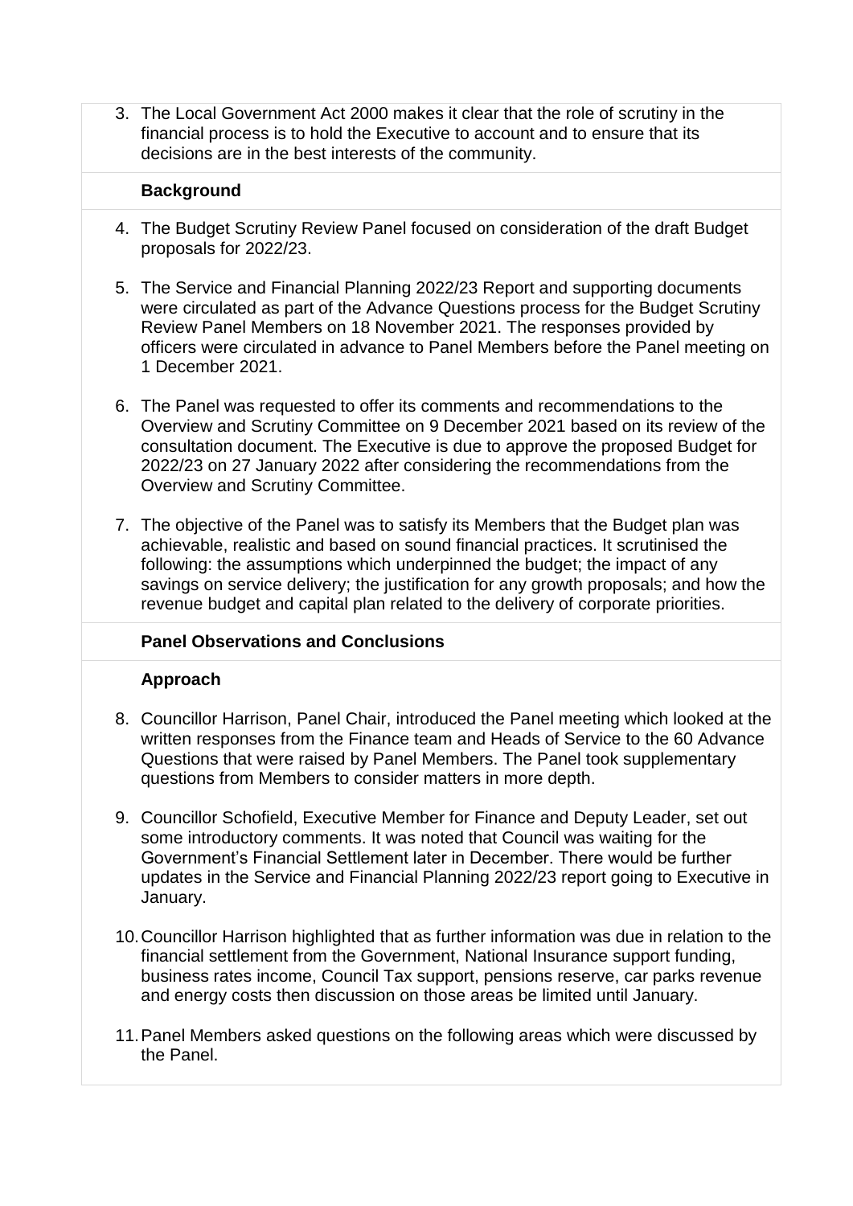3. The Local Government Act 2000 makes it clear that the role of scrutiny in the financial process is to hold the Executive to account and to ensure that its decisions are in the best interests of the community.

**Background**

4. The Budget Scrutiny Review Panel focused on consideration of the draft Budget proposals for 2022/23.

5. The Service and Financial Planning 2022/23 Report and supporting documents were circulated as part of the Advance Questions process for the Budget Scrutiny Review Panel Members on 18 November 2021. The responses provided by officers were circulated in advance to Panel Members before the Panel meeting on 1 December 2021.

6. The Panel was requested to offer its comments and recommendations to the Overview and Scrutiny Committee on 9 December 2021 based on its review of the consultation document. The Executive is due to approve the proposed Budget for 2022/23 on 27 January 2022 after considering the recommendations from the Overview and Scrutiny Committee.

7. The objective of the Panel was to satisfy its Members that the Budget plan was achievable, realistic and based on sound financial practices. It scrutinised the following: the assumptions which underpinned the budget; the impact of any savings on service delivery; the justification for any growth proposals; and how the revenue budget and capital plan related to the delivery of corporate priorities.

**Panel Observations and Conclusions**

**Approach**

8. Councillor Harrison, Panel Chair, introduced the Panel meeting which looked at the written responses from the Finance team and Heads of Service to the 60 Advance Questions that were raised by Panel Members. The Panel took supplementary questions from Members to consider matters in more depth.

9. Councillor Schofield, Executive Member for Finance and Deputy Leader, set out some introductory comments. It was noted that Council was waiting for the Government's Financial Settlement later in December. There would be further updates in the Service and Financial Planning 2022/23 report going to Executive in January.

10. Councillor Harrison highlighted that as further information was due in relation to the financial settlement from the Government, National Insurance support funding, business rates income, Council Tax support, pensions reserve, car parks revenue and energy costs then discussion on those areas be limited until January.

11. Panel Members asked questions on the following areas which were discussed by the Panel.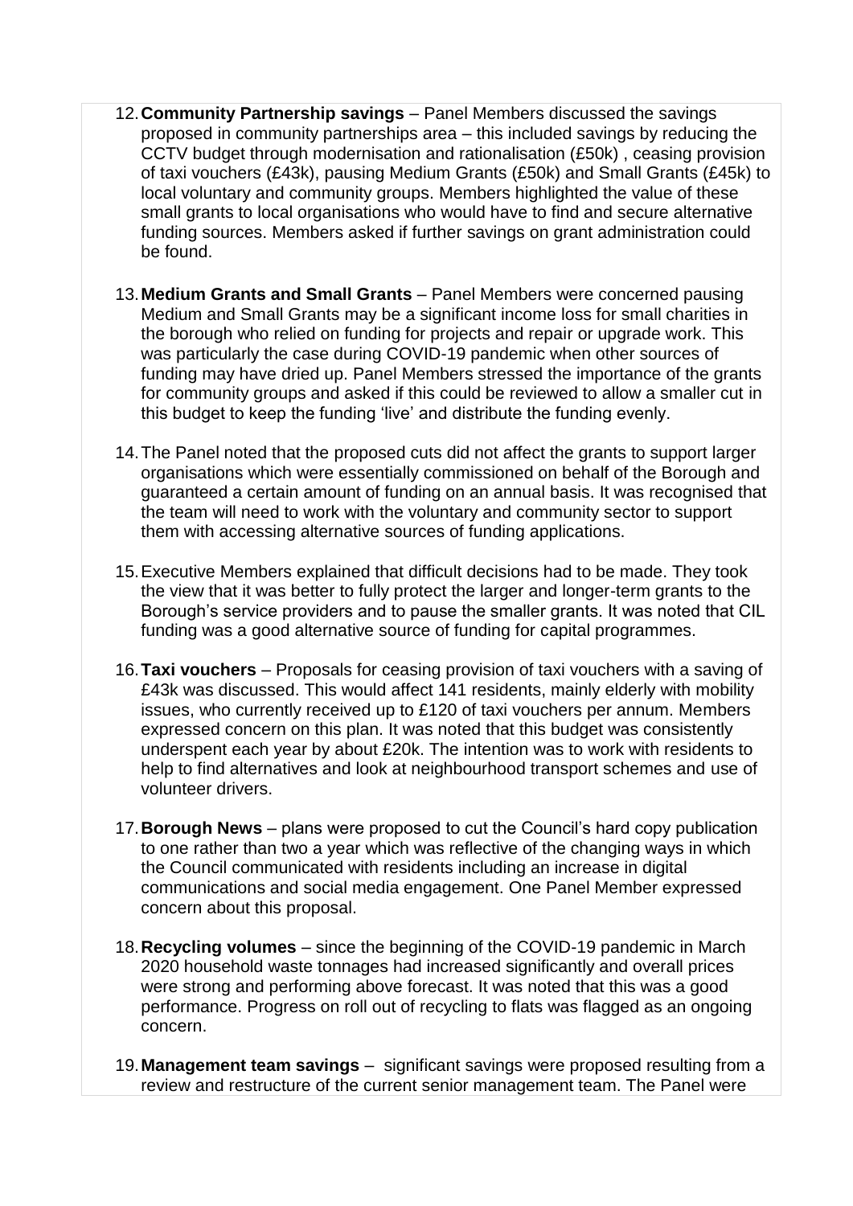12. **Community Partnership savings** – Panel Members discussed the savings proposed in community partnerships area – this included savings by reducing the CCTV budget through modernisation and rationalisation (£50k) , ceasing provision of taxi vouchers (£43k), pausing Medium Grants (£50k) and Small Grants (£45k) to local voluntary and community groups. Members highlighted the value of these small grants to local organisations who would have to find and secure alternative funding sources. Members asked if further savings on grant administration could be found.

13. **Medium Grants and Small Grants** – Panel Members were concerned pausing Medium and Small Grants may be a significant income loss for small charities in the borough who relied on funding for projects and repair or upgrade work. This was particularly the case during COVID-19 pandemic when other sources of funding may have dried up. Panel Members stressed the importance of the grants for community groups and asked if this could be reviewed to allow a smaller cut in this budget to keep the funding 'live' and distribute the funding evenly.

14. The Panel noted that the proposed cuts did not affect the grants to support larger organisations which were essentially commissioned on behalf of the Borough and guaranteed a certain amount of funding on an annual basis. It was recognised that the team will need to work with the voluntary and community sector to support them with accessing alternative sources of funding applications.

15. Executive Members explained that difficult decisions had to be made. They took the view that it was better to fully protect the larger and longer-term grants to the Borough's service providers and to pause the smaller grants. It was noted that CIL funding was a good alternative source of funding for capital programmes.

16. **Taxi vouchers** – Proposals for ceasing provision of taxi vouchers with a saving of £43k was discussed. This would affect 141 residents, mainly elderly with mobility issues, who currently received up to £120 of taxi vouchers per annum. Members expressed concern on this plan. It was noted that this budget was consistently underspent each year by about £20k. The intention was to work with residents to help to find alternatives and look at neighbourhood transport schemes and use of volunteer drivers.

17. **Borough News** – plans were proposed to cut the Council's hard copy publication to one rather than two a year which was reflective of the changing ways in which the Council communicated with residents including an increase in digital communications and social media engagement. One Panel Member expressed concern about this proposal.

18. **Recycling volumes** – since the beginning of the COVID-19 pandemic in March 2020 household waste tonnages had increased significantly and overall prices were strong and performing above forecast. It was noted that this was a good performance. Progress on roll out of recycling to flats was flagged as an ongoing concern.

19. **Management team savings** – significant savings were proposed resulting from a review and restructure of the current senior management team. The Panel were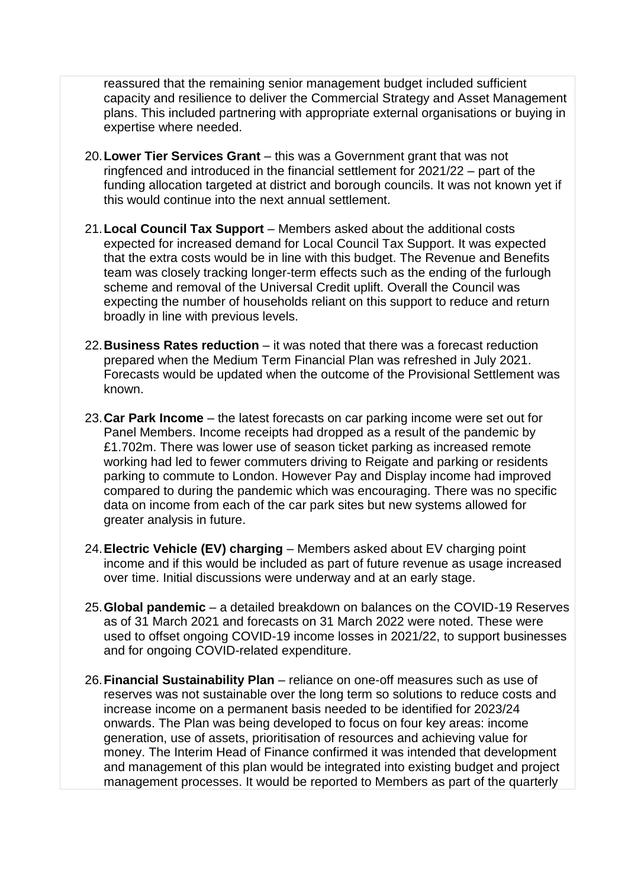reassured that the remaining senior management budget included sufficient capacity and resilience to deliver the Commercial Strategy and Asset Management plans. This included partnering with appropriate external organisations or buying in expertise where needed.

20. **Lower Tier Services Grant** – this was a Government grant that was not ringfenced and introduced in the financial settlement for 2021/22 – part of the funding allocation targeted at district and borough councils. It was not known yet if this would continue into the next annual settlement.

21. **Local Council Tax Support** – Members asked about the additional costs expected for increased demand for Local Council Tax Support. It was expected that the extra costs would be in line with this budget. The Revenue and Benefits team was closely tracking longer-term effects such as the ending of the furlough scheme and removal of the Universal Credit uplift. Overall the Council was expecting the number of households reliant on this support to reduce and return broadly in line with previous levels.

22. **Business Rates reduction** – it was noted that there was a forecast reduction prepared when the Medium Term Financial Plan was refreshed in July 2021. Forecasts would be updated when the outcome of the Provisional Settlement was known.

23. **Car Park Income** – the latest forecasts on car parking income were set out for Panel Members. Income receipts had dropped as a result of the pandemic by £1.702m. There was lower use of season ticket parking as increased remote working had led to fewer commuters driving to Reigate and parking or residents parking to commute to London. However Pay and Display income had improved compared to during the pandemic which was encouraging. There was no specific data on income from each of the car park sites but new systems allowed for greater analysis in future.

24. **Electric Vehicle (EV) charging** – Members asked about EV charging point income and if this would be included as part of future revenue as usage increased over time. Initial discussions were underway and at an early stage.

25. **Global pandemic** – a detailed breakdown on balances on the COVID-19 Reserves as of 31 March 2021 and forecasts on 31 March 2022 were noted. These were used to offset ongoing COVID-19 income losses in 2021/22, to support businesses and for ongoing COVID-related expenditure.

26. **Financial Sustainability Plan** – reliance on one-off measures such as use of reserves was not sustainable over the long term so solutions to reduce costs and increase income on a permanent basis needed to be identified for 2023/24 onwards. The Plan was being developed to focus on four key areas: income generation, use of assets, prioritisation of resources and achieving value for money. The Interim Head of Finance confirmed it was intended that development and management of this plan would be integrated into existing budget and project management processes. It would be reported to Members as part of the quarterly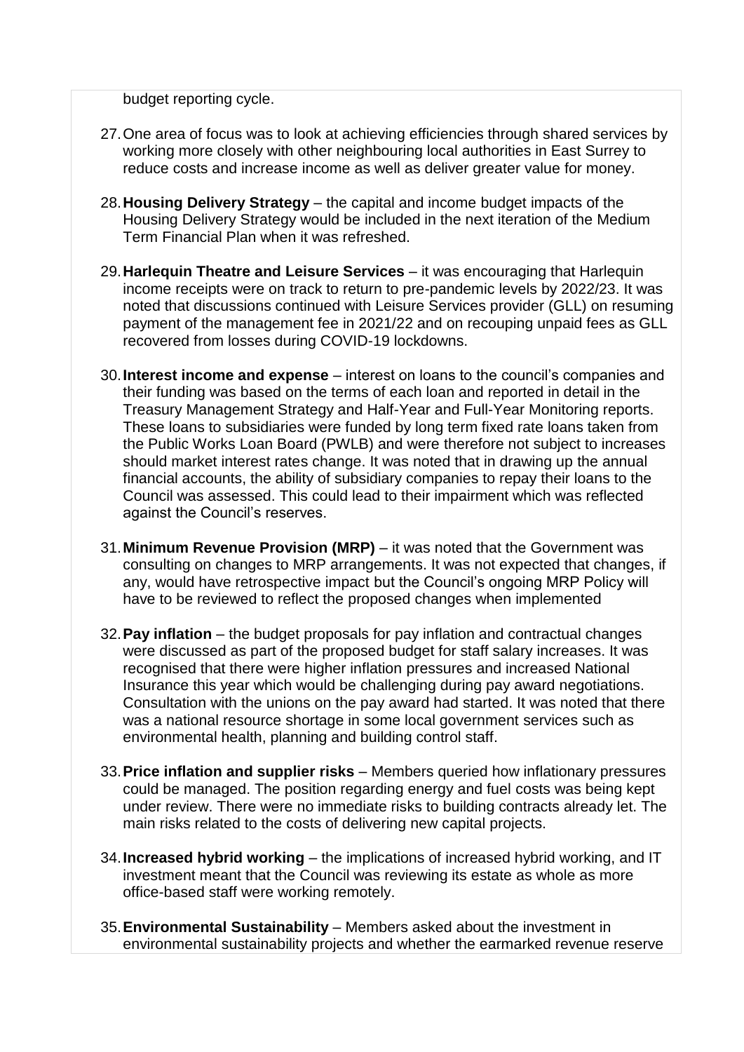budget reporting cycle.

27. One area of focus was to look at achieving efficiencies through shared services by working more closely with other neighbouring local authorities in East Surrey to reduce costs and increase income as well as deliver greater value for money.

28. **Housing Delivery Strategy** – the capital and income budget impacts of the Housing Delivery Strategy would be included in the next iteration of the Medium Term Financial Plan when it was refreshed.

29. **Harlequin Theatre and Leisure Services** – it was encouraging that Harlequin income receipts were on track to return to pre-pandemic levels by 2022/23. It was noted that discussions continued with Leisure Services provider (GLL) on resuming payment of the management fee in 2021/22 and on recouping unpaid fees as GLL recovered from losses during COVID-19 lockdowns.

30. **Interest income and expense** – interest on loans to the council's companies and their funding was based on the terms of each loan and reported in detail in the Treasury Management Strategy and Half-Year and Full-Year Monitoring reports. These loans to subsidiaries were funded by long term fixed rate loans taken from the Public Works Loan Board (PWLB) and were therefore not subject to increases should market interest rates change. It was noted that in drawing up the annual financial accounts, the ability of subsidiary companies to repay their loans to the Council was assessed. This could lead to their impairment which was reflected against the Council's reserves.

31. **Minimum Revenue Provision (MRP)** – it was noted that the Government was consulting on changes to MRP arrangements. It was not expected that changes, if any, would have retrospective impact but the Council's ongoing MRP Policy will have to be reviewed to reflect the proposed changes when implemented

32. **Pay inflation** – the budget proposals for pay inflation and contractual changes were discussed as part of the proposed budget for staff salary increases. It was recognised that there were higher inflation pressures and increased National Insurance this year which would be challenging during pay award negotiations. Consultation with the unions on the pay award had started. It was noted that there was a national resource shortage in some local government services such as environmental health, planning and building control staff.

33. **Price inflation and supplier risks** – Members queried how inflationary pressures could be managed. The position regarding energy and fuel costs was being kept under review. There were no immediate risks to building contracts already let. The main risks related to the costs of delivering new capital projects.

34. **Increased hybrid working** – the implications of increased hybrid working, and IT investment meant that the Council was reviewing its estate as whole as more office-based staff were working remotely.

35. **Environmental Sustainability** – Members asked about the investment in environmental sustainability projects and whether the earmarked revenue reserve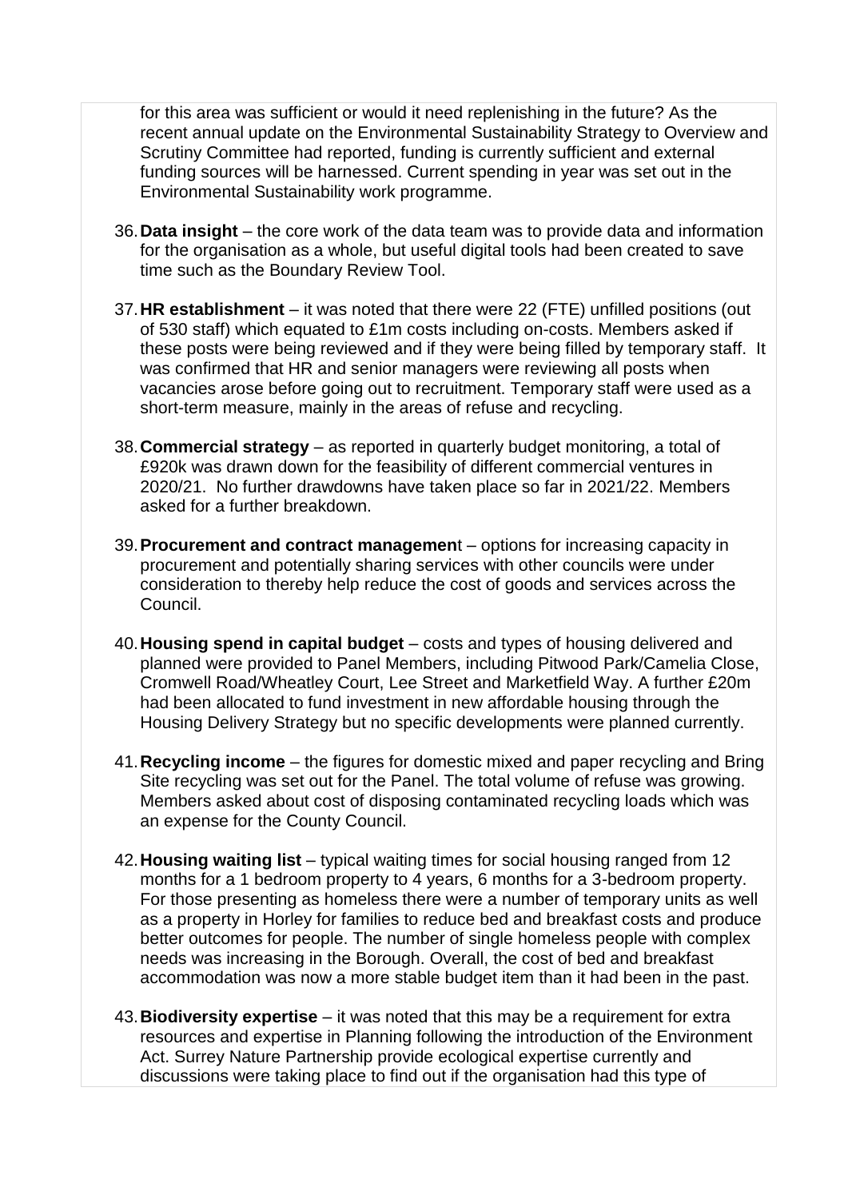for this area was sufficient or would it need replenishing in the future? As the recent annual update on the Environmental Sustainability Strategy to Overview and Scrutiny Committee had reported, funding is currently sufficient and external funding sources will be harnessed. Current spending in year was set out in the Environmental Sustainability work programme.

36. **Data insight** – the core work of the data team was to provide data and information for the organisation as a whole, but useful digital tools had been created to save time such as the Boundary Review Tool.

37. **HR establishment** – it was noted that there were 22 (FTE) unfilled positions (out of 530 staff) which equated to £1m costs including on-costs. Members asked if these posts were being reviewed and if they were being filled by temporary staff. It was confirmed that HR and senior managers were reviewing all posts when vacancies arose before going out to recruitment. Temporary staff were used as a short-term measure, mainly in the areas of refuse and recycling.

38. **Commercial strategy** – as reported in quarterly budget monitoring, a total of £920k was drawn down for the feasibility of different commercial ventures in 2020/21. No further drawdowns have taken place so far in 2021/22. Members asked for a further breakdown.

39. **Procurement and contract managemen**t – options for increasing capacity in procurement and potentially sharing services with other councils were under consideration to thereby help reduce the cost of goods and services across the Council.

40. **Housing spend in capital budget** – costs and types of housing delivered and planned were provided to Panel Members, including Pitwood Park/Camelia Close, Cromwell Road/Wheatley Court, Lee Street and Marketfield Way. A further £20m had been allocated to fund investment in new affordable housing through the Housing Delivery Strategy but no specific developments were planned currently.

41. **Recycling income** – the figures for domestic mixed and paper recycling and Bring Site recycling was set out for the Panel. The total volume of refuse was growing. Members asked about cost of disposing contaminated recycling loads which was an expense for the County Council.

42. **Housing waiting list** – typical waiting times for social housing ranged from 12 months for a 1 bedroom property to 4 years, 6 months for a 3-bedroom property. For those presenting as homeless there were a number of temporary units as well as a property in Horley for families to reduce bed and breakfast costs and produce better outcomes for people. The number of single homeless people with complex needs was increasing in the Borough. Overall, the cost of bed and breakfast accommodation was now a more stable budget item than it had been in the past.

43. **Biodiversity expertise** – it was noted that this may be a requirement for extra resources and expertise in Planning following the introduction of the Environment Act. Surrey Nature Partnership provide ecological expertise currently and discussions were taking place to find out if the organisation had this type of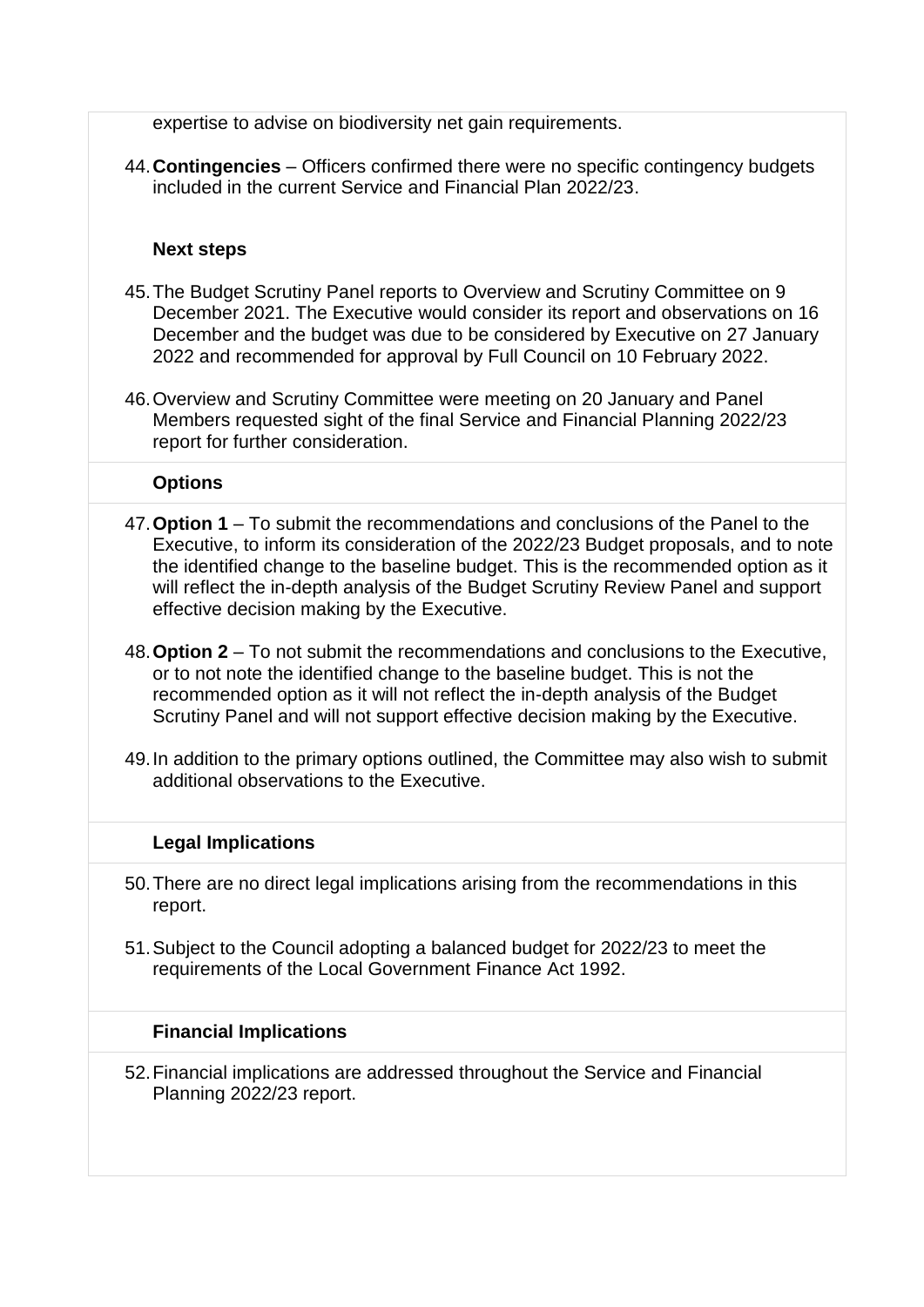expertise to advise on biodiversity net gain requirements.

44. **Contingencies** – Officers confirmed there were no specific contingency budgets included in the current Service and Financial Plan 2022/23.

**Next steps**

45. The Budget Scrutiny Panel reports to Overview and Scrutiny Committee on 9 December 2021. The Executive would consider its report and observations on 16 December and the budget was due to be considered by Executive on 27 January 2022 and recommended for approval by Full Council on 10 February 2022.

46. Overview and Scrutiny Committee were meeting on 20 January and Panel Members requested sight of the final Service and Financial Planning 2022/23 report for further consideration.

**Options**

47. **Option 1** – To submit the recommendations and conclusions of the Panel to the Executive, to inform its consideration of the 2022/23 Budget proposals, and to note the identified change to the baseline budget. This is the recommended option as it will reflect the in-depth analysis of the Budget Scrutiny Review Panel and support effective decision making by the Executive.

48. **Option 2** – To not submit the recommendations and conclusions to the Executive, or to not note the identified change to the baseline budget. This is not the recommended option as it will not reflect the in-depth analysis of the Budget Scrutiny Panel and will not support effective decision making by the Executive.

49. In addition to the primary options outlined, the Committee may also wish to submit additional observations to the Executive.

**Legal Implications**

50. There are no direct legal implications arising from the recommendations in this report.

51. Subject to the Council adopting a balanced budget for 2022/23 to meet the requirements of the Local Government Finance Act 1992.

**Financial Implications**

52. Financial implications are addressed throughout the Service and Financial Planning 2022/23 report.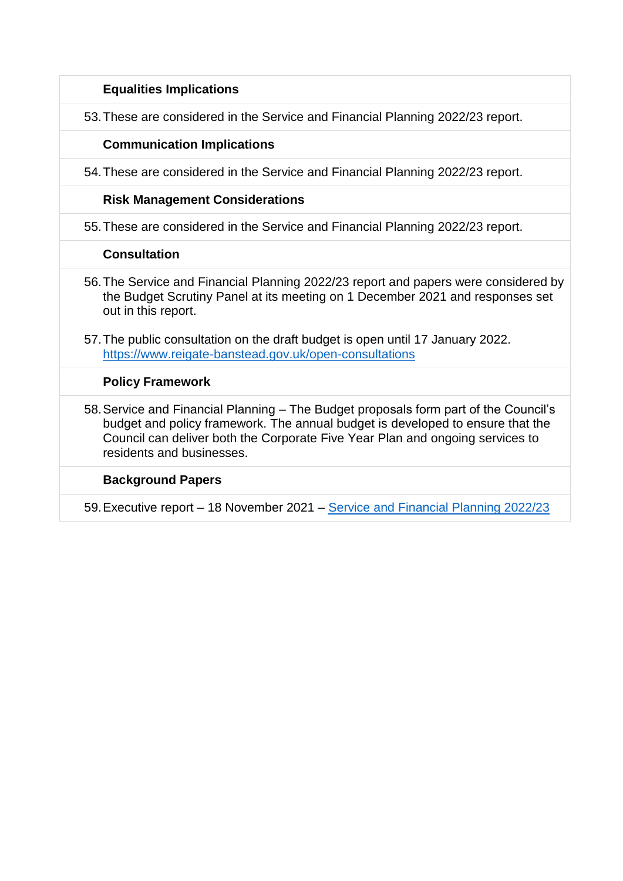**Equalities Implications**

53. These are considered in the Service and Financial Planning 2022/23 report.

**Communication Implications**

54. These are considered in the Service and Financial Planning 2022/23 report.

**Risk Management Considerations**

55. These are considered in the Service and Financial Planning 2022/23 report.

**Consultation**

56. The Service and Financial Planning 2022/23 report and papers were considered by the Budget Scrutiny Panel at its meeting on 1 December 2021 and responses set out in this report.

57. The public consultation on the draft budget is open until 17 January 2022. https://www.reigate-banstead.gov.uk/open-consultations

**Policy Framework**

58. Service and Financial Planning – The Budget proposals form part of the Council's budget and policy framework. The annual budget is developed to ensure that the Council can deliver both the Corporate Five Year Plan and ongoing services to residents and businesses.

**Background Papers**

59. Executive report – 18 November 2021 – Service and Financial Planning 2022/23